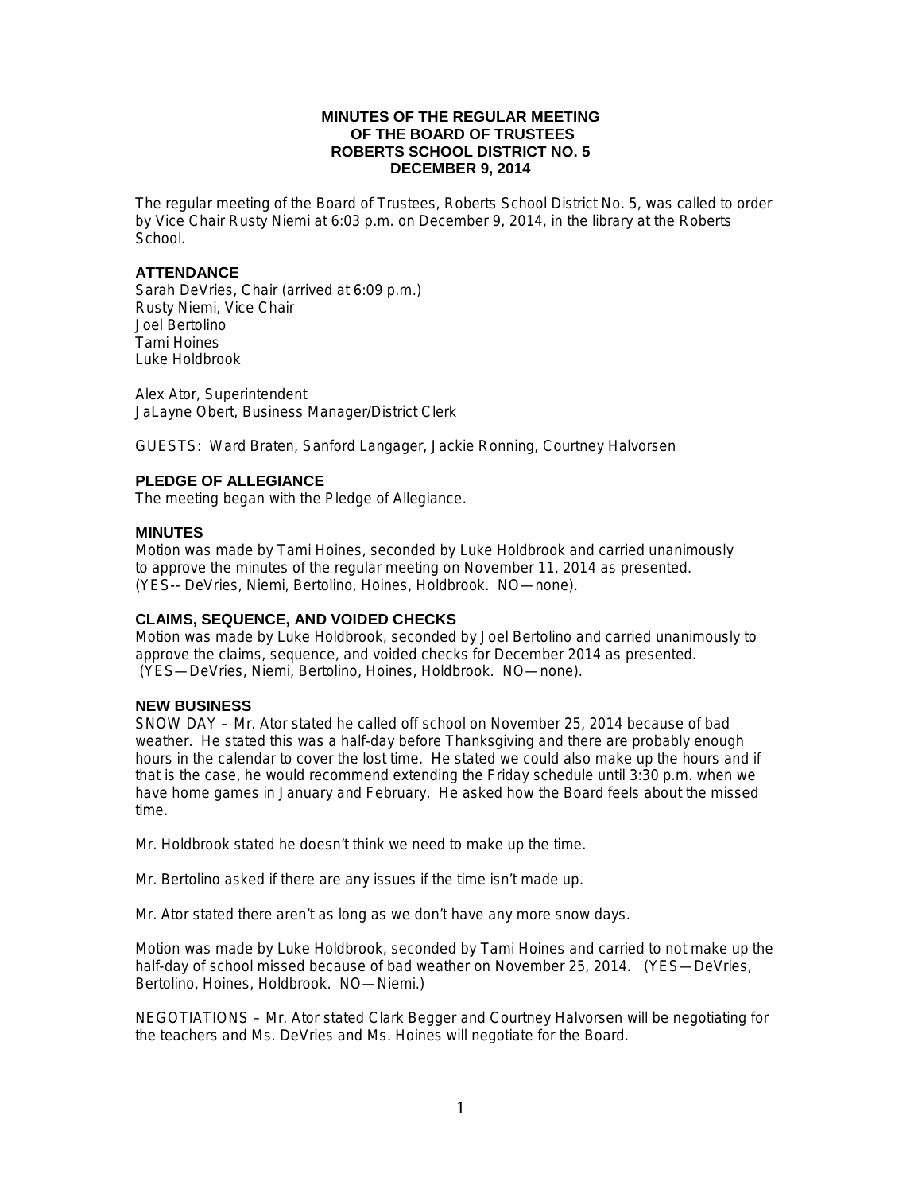**MINUTES OF THE REGULAR MEETING**
**OF THE BOARD OF TRUSTEES**
**ROBERTS SCHOOL DISTRICT NO. 5**
**DECEMBER 9, 2014**

The regular meeting of the Board of Trustees, Roberts School District No. 5, was called to order by Vice Chair Rusty Niemi at 6:03 p.m. on December 9, 2014, in the library at the Roberts School.

## ATTENDANCE

Sarah DeVries, Chair (arrived at 6:09 p.m.)
Rusty Niemi, Vice Chair
Joel Bertolino
Tami Hoines
Luke Holdbrook

Alex Ator, Superintendent
JaLayne Obert, Business Manager/District Clerk

GUESTS: Ward Braten, Sanford Langager, Jackie Ronning, Courtney Halvorsen

## PLEDGE OF ALLEGIANCE

The meeting began with the Pledge of Allegiance.

## MINUTES

Motion was made by Tami Hoines, seconded by Luke Holdbrook and carried unanimously to approve the minutes of the regular meeting on November 11, 2014 as presented. (YES-- DeVries, Niemi, Bertolino, Hoines, Holdbrook. NO—none).

## CLAIMS, SEQUENCE, AND VOIDED CHECKS

Motion was made by Luke Holdbrook, seconded by Joel Bertolino and carried unanimously to approve the claims, sequence, and voided checks for December 2014 as presented. (YES—DeVries, Niemi, Bertolino, Hoines, Holdbrook. NO—none).

## NEW BUSINESS

SNOW DAY – Mr. Ator stated he called off school on November 25, 2014 because of bad weather. He stated this was a half-day before Thanksgiving and there are probably enough hours in the calendar to cover the lost time. He stated we could also make up the hours and if that is the case, he would recommend extending the Friday schedule until 3:30 p.m. when we have home games in January and February. He asked how the Board feels about the missed time.

Mr. Holdbrook stated he doesn't think we need to make up the time.

Mr. Bertolino asked if there are any issues if the time isn't made up.

Mr. Ator stated there aren't as long as we don't have any more snow days.

Motion was made by Luke Holdbrook, seconded by Tami Hoines and carried to not make up the half-day of school missed because of bad weather on November 25, 2014. (YES—DeVries, Bertolino, Hoines, Holdbrook. NO—Niemi.)

NEGOTIATIONS – Mr. Ator stated Clark Begger and Courtney Halvorsen will be negotiating for the teachers and Ms. DeVries and Ms. Hoines will negotiate for the Board.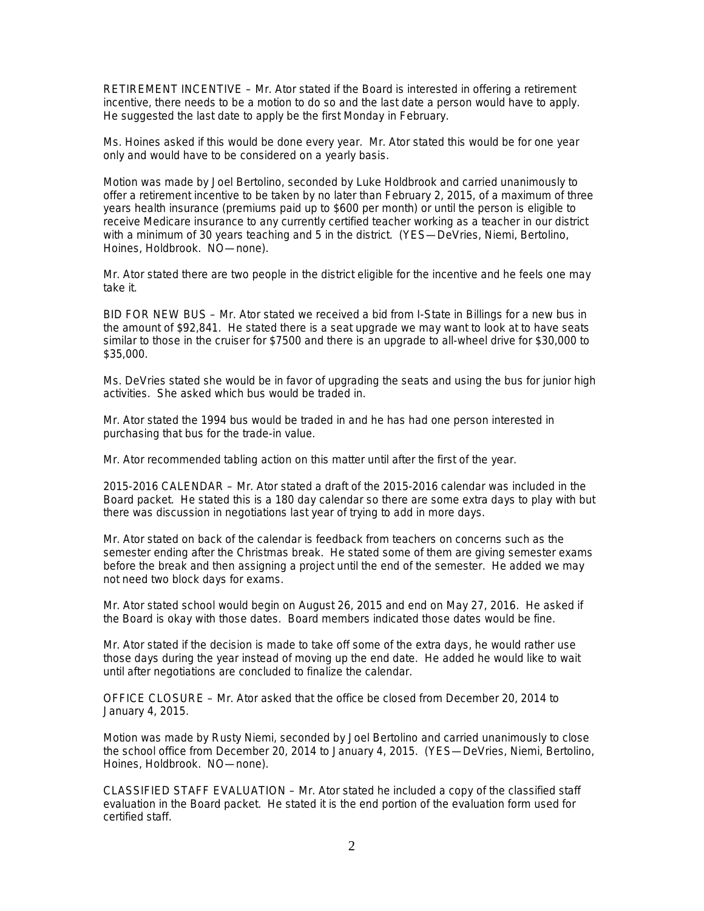RETIREMENT INCENTIVE – Mr. Ator stated if the Board is interested in offering a retirement incentive, there needs to be a motion to do so and the last date a person would have to apply. He suggested the last date to apply be the first Monday in February.

Ms. Hoines asked if this would be done every year. Mr. Ator stated this would be for one year only and would have to be considered on a yearly basis.

Motion was made by Joel Bertolino, seconded by Luke Holdbrook and carried unanimously to offer a retirement incentive to be taken by no later than February 2, 2015, of a maximum of three years health insurance (premiums paid up to $600 per month) or until the person is eligible to receive Medicare insurance to any currently certified teacher working as a teacher in our district with a minimum of 30 years teaching and 5 in the district. (YES—DeVries, Niemi, Bertolino, Hoines, Holdbrook. NO—none).

Mr. Ator stated there are two people in the district eligible for the incentive and he feels one may take it.

BID FOR NEW BUS – Mr. Ator stated we received a bid from I-State in Billings for a new bus in the amount of $92,841. He stated there is a seat upgrade we may want to look at to have seats similar to those in the cruiser for $7500 and there is an upgrade to all-wheel drive for $30,000 to $35,000.

Ms. DeVries stated she would be in favor of upgrading the seats and using the bus for junior high activities. She asked which bus would be traded in.

Mr. Ator stated the 1994 bus would be traded in and he has had one person interested in purchasing that bus for the trade-in value.

Mr. Ator recommended tabling action on this matter until after the first of the year.

2015-2016 CALENDAR – Mr. Ator stated a draft of the 2015-2016 calendar was included in the Board packet. He stated this is a 180 day calendar so there are some extra days to play with but there was discussion in negotiations last year of trying to add in more days.

Mr. Ator stated on back of the calendar is feedback from teachers on concerns such as the semester ending after the Christmas break. He stated some of them are giving semester exams before the break and then assigning a project until the end of the semester. He added we may not need two block days for exams.

Mr. Ator stated school would begin on August 26, 2015 and end on May 27, 2016. He asked if the Board is okay with those dates. Board members indicated those dates would be fine.

Mr. Ator stated if the decision is made to take off some of the extra days, he would rather use those days during the year instead of moving up the end date. He added he would like to wait until after negotiations are concluded to finalize the calendar.

OFFICE CLOSURE – Mr. Ator asked that the office be closed from December 20, 2014 to January 4, 2015.

Motion was made by Rusty Niemi, seconded by Joel Bertolino and carried unanimously to close the school office from December 20, 2014 to January 4, 2015. (YES—DeVries, Niemi, Bertolino, Hoines, Holdbrook. NO—none).

CLASSIFIED STAFF EVALUATION – Mr. Ator stated he included a copy of the classified staff evaluation in the Board packet. He stated it is the end portion of the evaluation form used for certified staff.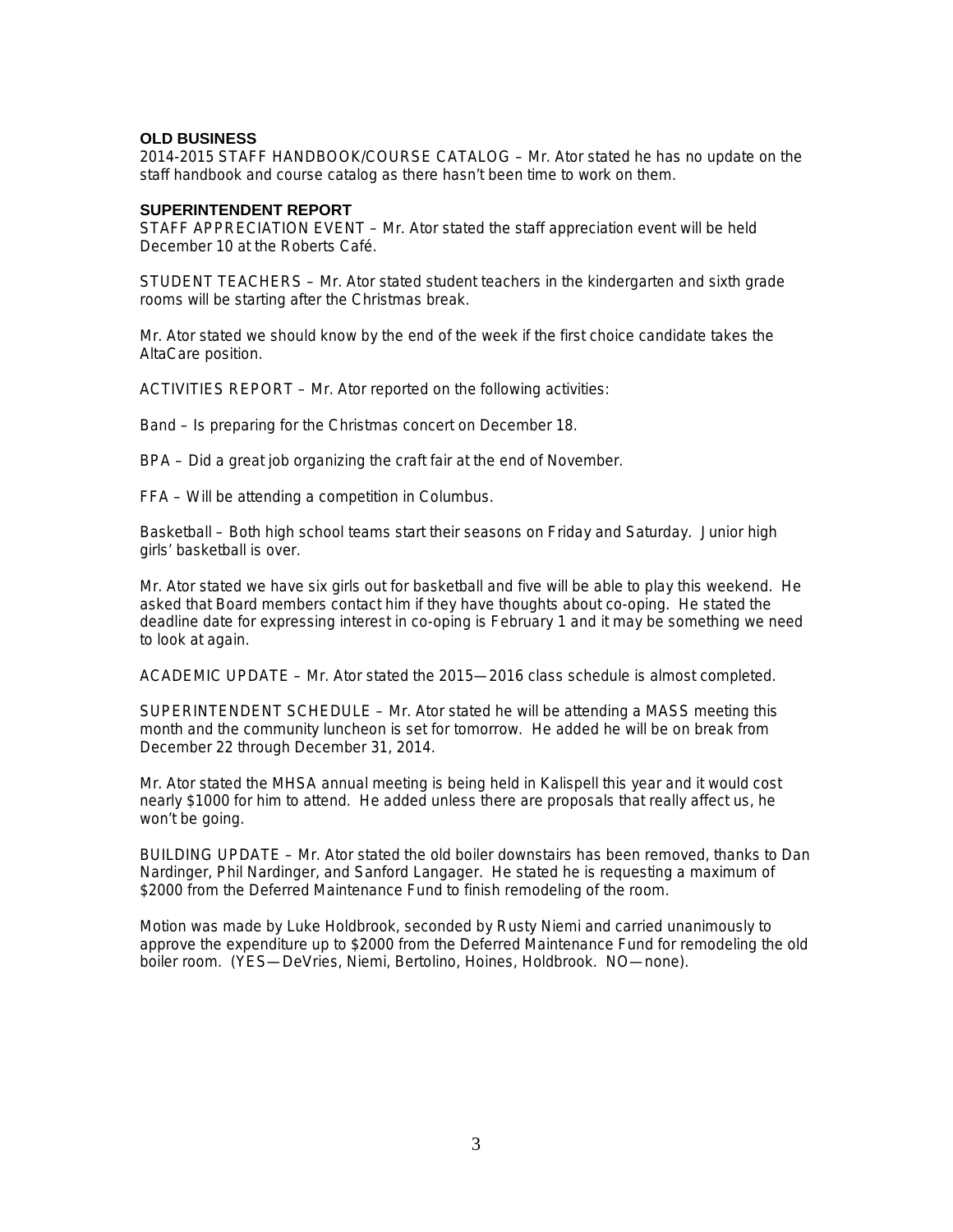## OLD BUSINESS

2014-2015 STAFF HANDBOOK/COURSE CATALOG – Mr. Ator stated he has no update on the staff handbook and course catalog as there hasn't been time to work on them.

## SUPERINTENDENT REPORT

STAFF APPRECIATION EVENT – Mr. Ator stated the staff appreciation event will be held December 10 at the Roberts Café.

STUDENT TEACHERS – Mr. Ator stated student teachers in the kindergarten and sixth grade rooms will be starting after the Christmas break.

Mr. Ator stated we should know by the end of the week if the first choice candidate takes the AltaCare position.

ACTIVITIES REPORT – Mr. Ator reported on the following activities:

Band – Is preparing for the Christmas concert on December 18.

BPA – Did a great job organizing the craft fair at the end of November.

FFA – Will be attending a competition in Columbus.

Basketball – Both high school teams start their seasons on Friday and Saturday. Junior high girls' basketball is over.

Mr. Ator stated we have six girls out for basketball and five will be able to play this weekend. He asked that Board members contact him if they have thoughts about co-oping. He stated the deadline date for expressing interest in co-oping is February 1 and it may be something we need to look at again.

ACADEMIC UPDATE – Mr. Ator stated the 2015—2016 class schedule is almost completed.

SUPERINTENDENT SCHEDULE – Mr. Ator stated he will be attending a MASS meeting this month and the community luncheon is set for tomorrow. He added he will be on break from December 22 through December 31, 2014.

Mr. Ator stated the MHSA annual meeting is being held in Kalispell this year and it would cost nearly $1000 for him to attend. He added unless there are proposals that really affect us, he won't be going.

BUILDING UPDATE – Mr. Ator stated the old boiler downstairs has been removed, thanks to Dan Nardinger, Phil Nardinger, and Sanford Langager. He stated he is requesting a maximum of $2000 from the Deferred Maintenance Fund to finish remodeling of the room.

Motion was made by Luke Holdbrook, seconded by Rusty Niemi and carried unanimously to approve the expenditure up to $2000 from the Deferred Maintenance Fund for remodeling the old boiler room. (YES—DeVries, Niemi, Bertolino, Hoines, Holdbrook. NO—none).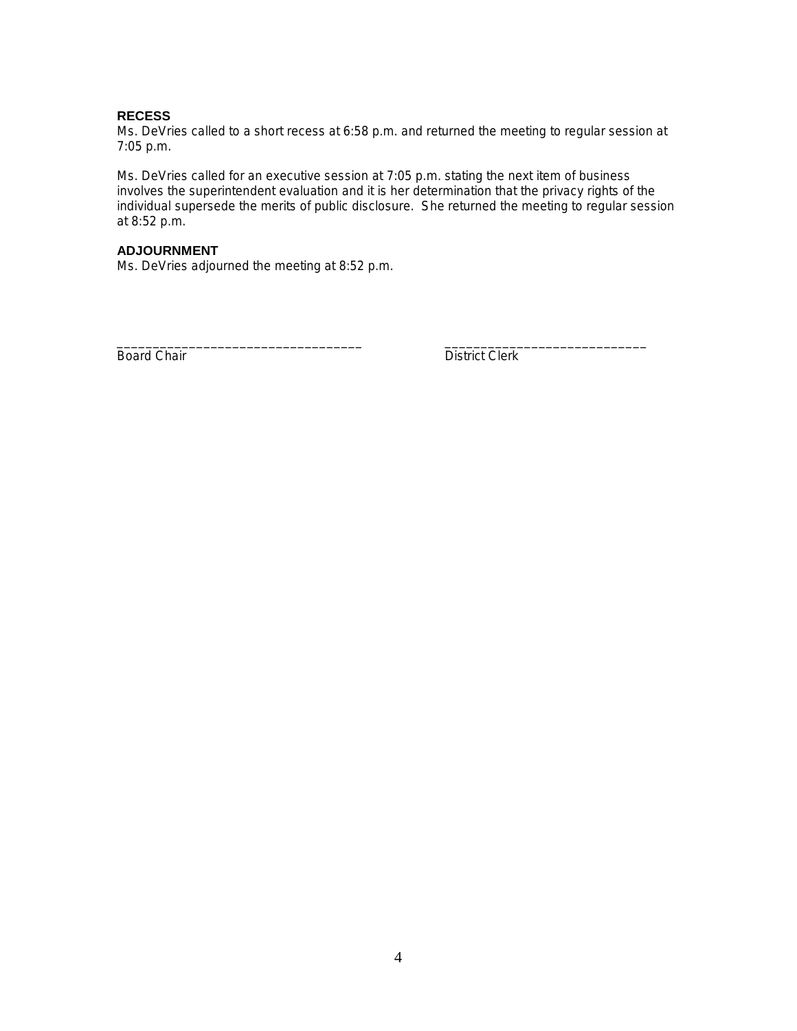**RECESS**

Ms. DeVries called to a short recess at 6:58 p.m. and returned the meeting to regular session at 7:05 p.m.

Ms. DeVries called for an executive session at 7:05 p.m. stating the next item of business involves the superintendent evaluation and it is her determination that the privacy rights of the individual supersede the merits of public disclosure. She returned the meeting to regular session at 8:52 p.m.

**ADJOURNMENT**

Ms. DeVries adjourned the meeting at 8:52 p.m.

| | |
|---|---|
| ___________________________________ | ____________________________ |
| Board Chair | District Clerk |